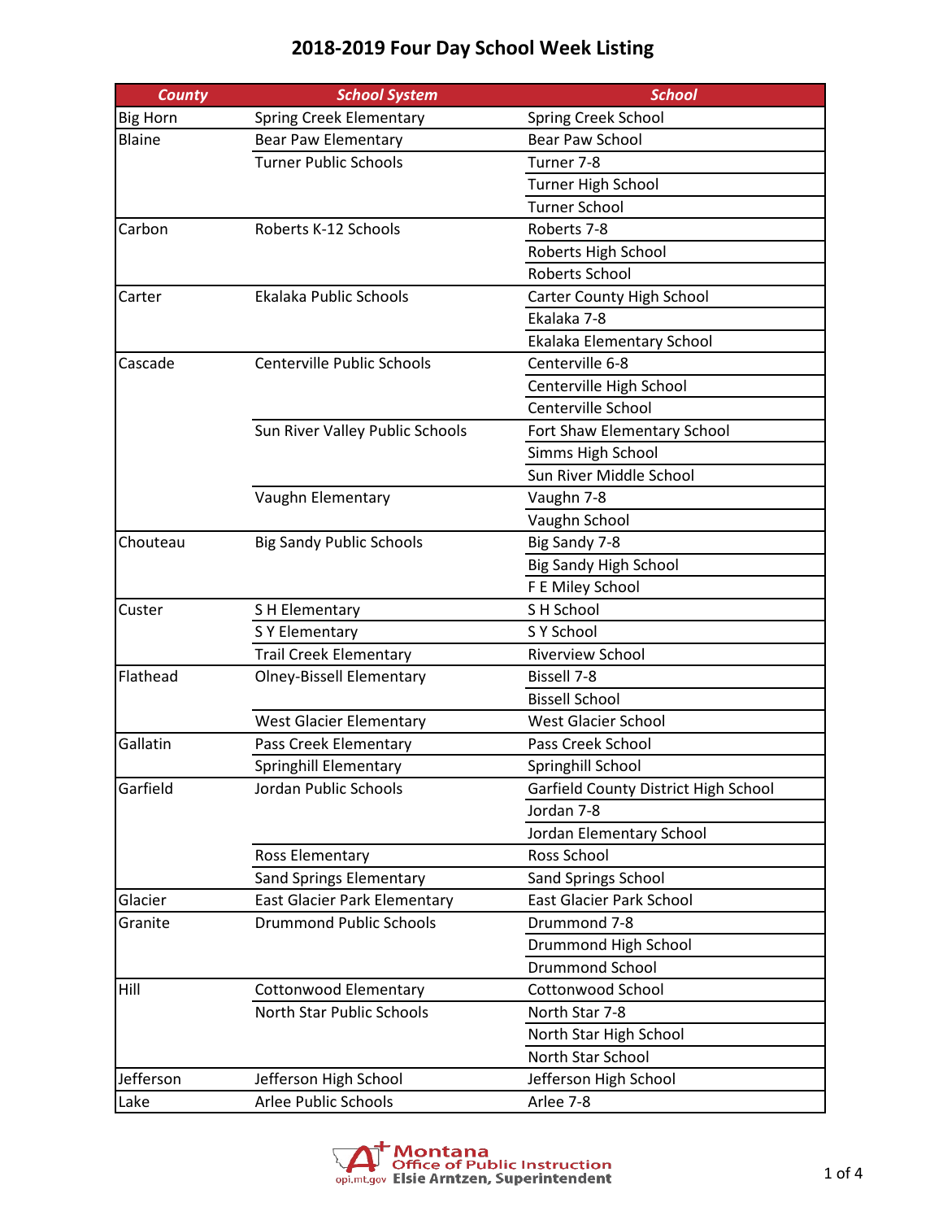# 2018-2019 Four Day School Week Listing

| County | School System | School |
| --- | --- | --- |
| Big Horn | Spring Creek Elementary | Spring Creek School |
| Blaine | Bear Paw Elementary | Bear Paw School |
| | Turner Public Schools | Turner 7-8 |
| | | Turner High School |
| | | Turner School |
| Carbon | Roberts K-12 Schools | Roberts 7-8 |
| | | Roberts High School |
| | | Roberts School |
| Carter | Ekalaka Public Schools | Carter County High School |
| | | Ekalaka 7-8 |
| | | Ekalaka Elementary School |
| Cascade | Centerville Public Schools | Centerville 6-8 |
| | | Centerville High School |
| | | Centerville School |
| | Sun River Valley Public Schools | Fort Shaw Elementary School |
| | | Simms High School |
| | | Sun River Middle School |
| | Vaughn Elementary | Vaughn 7-8 |
| | | Vaughn School |
| Chouteau | Big Sandy Public Schools | Big Sandy 7-8 |
| | | Big Sandy High School |
| | | F E Miley School |
| Custer | S H Elementary | S H School |
| | S Y Elementary | S Y School |
| | Trail Creek Elementary | Riverview School |
| Flathead | Olney-Bissell Elementary | Bissell 7-8 |
| | | Bissell School |
| | West Glacier Elementary | West Glacier School |
| Gallatin | Pass Creek Elementary | Pass Creek School |
| | Springhill Elementary | Springhill School |
| Garfield | Jordan Public Schools | Garfield County District High School |
| | | Jordan 7-8 |
| | | Jordan Elementary School |
| | Ross Elementary | Ross School |
| | Sand Springs Elementary | Sand Springs School |
| Glacier | East Glacier Park Elementary | East Glacier Park School |
| Granite | Drummond Public Schools | Drummond 7-8 |
| | | Drummond High School |
| | | Drummond School |
| Hill | Cottonwood Elementary | Cottonwood School |
| | North Star Public Schools | North Star 7-8 |
| | | North Star High School |
| | | North Star School |
| Jefferson | Jefferson High School | Jefferson High School |
| Lake | Arlee Public Schools | Arlee 7-8 |

Montana Office of Public Instruction
opi.mt.gov Elsie Arntzen, Superintendent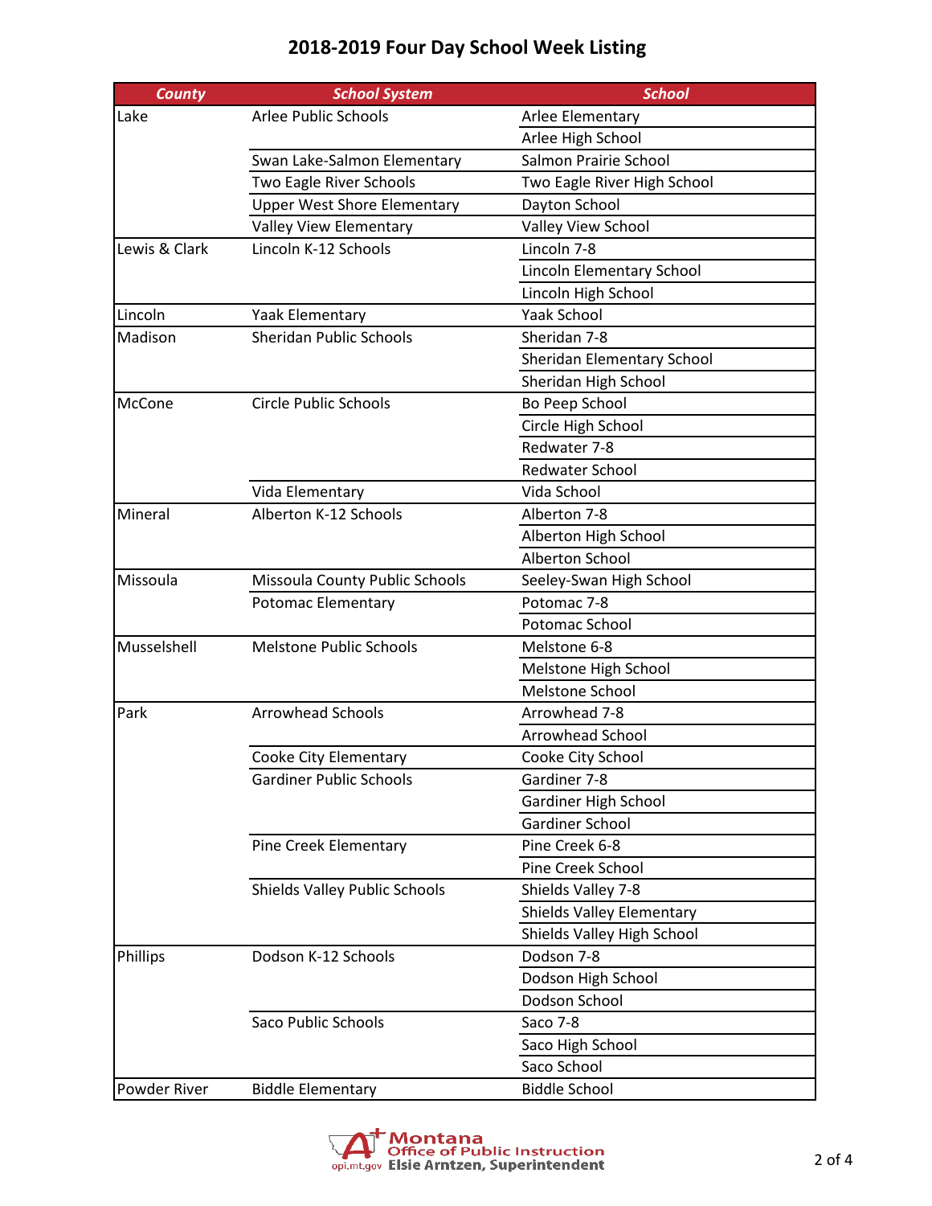# 2018-2019 Four Day School Week Listing

| County | School System | School |
| --- | --- | --- |
| Lake | Arlee Public Schools | Arlee Elementary |
| | | Arlee High School |
| | Swan Lake-Salmon Elementary | Salmon Prairie School |
| | Two Eagle River Schools | Two Eagle River High School |
| | Upper West Shore Elementary | Dayton School |
| | Valley View Elementary | Valley View School |
| Lewis & Clark | Lincoln K-12 Schools | Lincoln 7-8 |
| | | Lincoln Elementary School |
| | | Lincoln High School |
| Lincoln | Yaak Elementary | Yaak School |
| Madison | Sheridan Public Schools | Sheridan 7-8 |
| | | Sheridan Elementary School |
| | | Sheridan High School |
| McCone | Circle Public Schools | Bo Peep School |
| | | Circle High School |
| | | Redwater 7-8 |
| | | Redwater School |
| | Vida Elementary | Vida School |
| Mineral | Alberton K-12 Schools | Alberton 7-8 |
| | | Alberton High School |
| | | Alberton School |
| Missoula | Missoula County Public Schools | Seeley-Swan High School |
| | Potomac Elementary | Potomac 7-8 |
| | | Potomac School |
| Musselshell | Melstone Public Schools | Melstone 6-8 |
| | | Melstone High School |
| | | Melstone School |
| Park | Arrowhead Schools | Arrowhead 7-8 |
| | | Arrowhead School |
| | Cooke City Elementary | Cooke City School |
| | Gardiner Public Schools | Gardiner 7-8 |
| | | Gardiner High School |
| | | Gardiner School |
| | Pine Creek Elementary | Pine Creek 6-8 |
| | | Pine Creek School |
| | Shields Valley Public Schools | Shields Valley 7-8 |
| | | Shields Valley Elementary |
| | | Shields Valley High School |
| Phillips | Dodson K-12 Schools | Dodson 7-8 |
| | | Dodson High School |
| | | Dodson School |
| | Saco Public Schools | Saco 7-8 |
| | | Saco High School |
| | | Saco School |
| Powder River | Biddle Elementary | Biddle School |

Montana Office of Public Instruction
opi.mt.gov Elsie Arntzen, Superintendent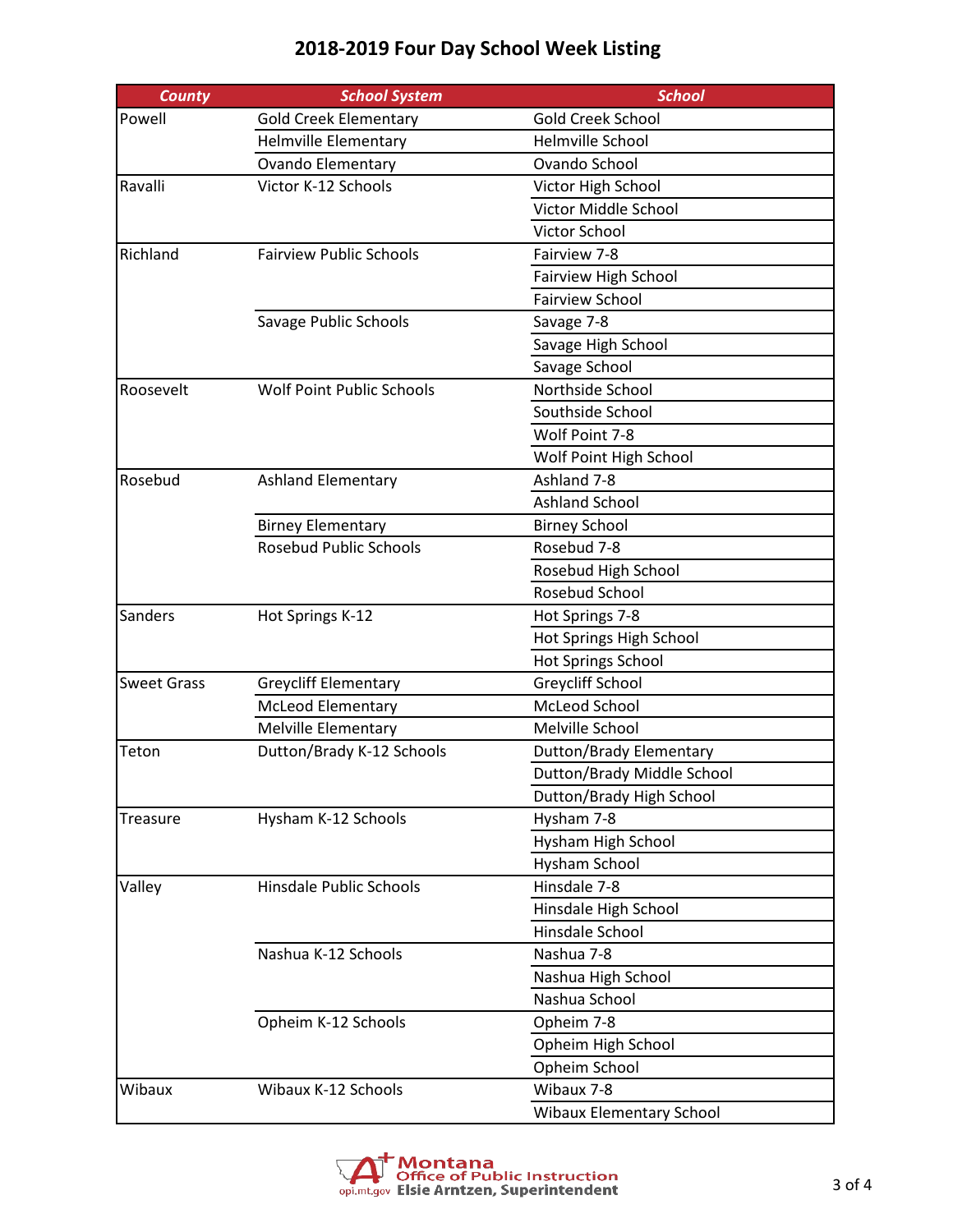# 2018-2019 Four Day School Week Listing

| County | School System | School |
|---|---|---|
| Powell | Gold Creek Elementary | Gold Creek School |
| | Helmville Elementary | Helmville School |
| | Ovando Elementary | Ovando School |
| Ravalli | Victor K-12 Schools | Victor High School |
| | | Victor Middle School |
| | | Victor School |
| Richland | Fairview Public Schools | Fairview 7-8 |
| | | Fairview High School |
| | | Fairview School |
| | Savage Public Schools | Savage 7-8 |
| | | Savage High School |
| | | Savage School |
| Roosevelt | Wolf Point Public Schools | Northside School |
| | | Southside School |
| | | Wolf Point 7-8 |
| | | Wolf Point High School |
| Rosebud | Ashland Elementary | Ashland 7-8 |
| | | Ashland School |
| | Birney Elementary | Birney School |
| | Rosebud Public Schools | Rosebud 7-8 |
| | | Rosebud High School |
| | | Rosebud School |
| Sanders | Hot Springs K-12 | Hot Springs 7-8 |
| | | Hot Springs High School |
| | | Hot Springs School |
| Sweet Grass | Greycliff Elementary | Greycliff School |
| | McLeod Elementary | McLeod School |
| | Melville Elementary | Melville School |
| Teton | Dutton/Brady K-12 Schools | Dutton/Brady Elementary |
| | | Dutton/Brady Middle School |
| | | Dutton/Brady High School |
| Treasure | Hysham K-12 Schools | Hysham 7-8 |
| | | Hysham High School |
| | | Hysham School |
| Valley | Hinsdale Public Schools | Hinsdale 7-8 |
| | | Hinsdale High School |
| | | Hinsdale School |
| | Nashua K-12 Schools | Nashua 7-8 |
| | | Nashua High School |
| | | Nashua School |
| | Opheim K-12 Schools | Opheim 7-8 |
| | | Opheim High School |
| | | Opheim School |
| Wibaux | Wibaux K-12 Schools | Wibaux 7-8 |
| | | Wibaux Elementary School |

Montana Office of Public Instruction
opi.mt.gov Elsie Arntzen, Superintendent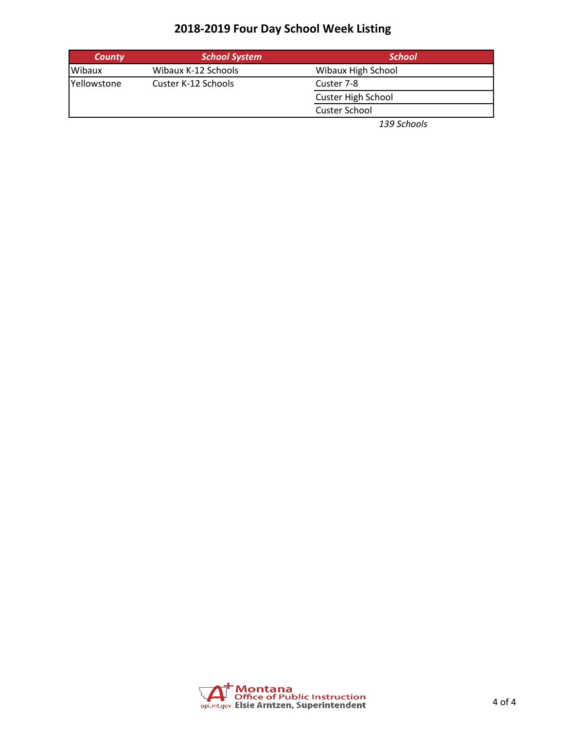# 2018-2019 Four Day School Week Listing

| County | School System | School |
| --- | --- | --- |
| Wibaux | Wibaux K-12 Schools | Wibaux High School |
| Yellowstone | Custer K-12 Schools | Custer 7-8 |
| | | Custer High School |
| | | Custer School |

*139 Schools*